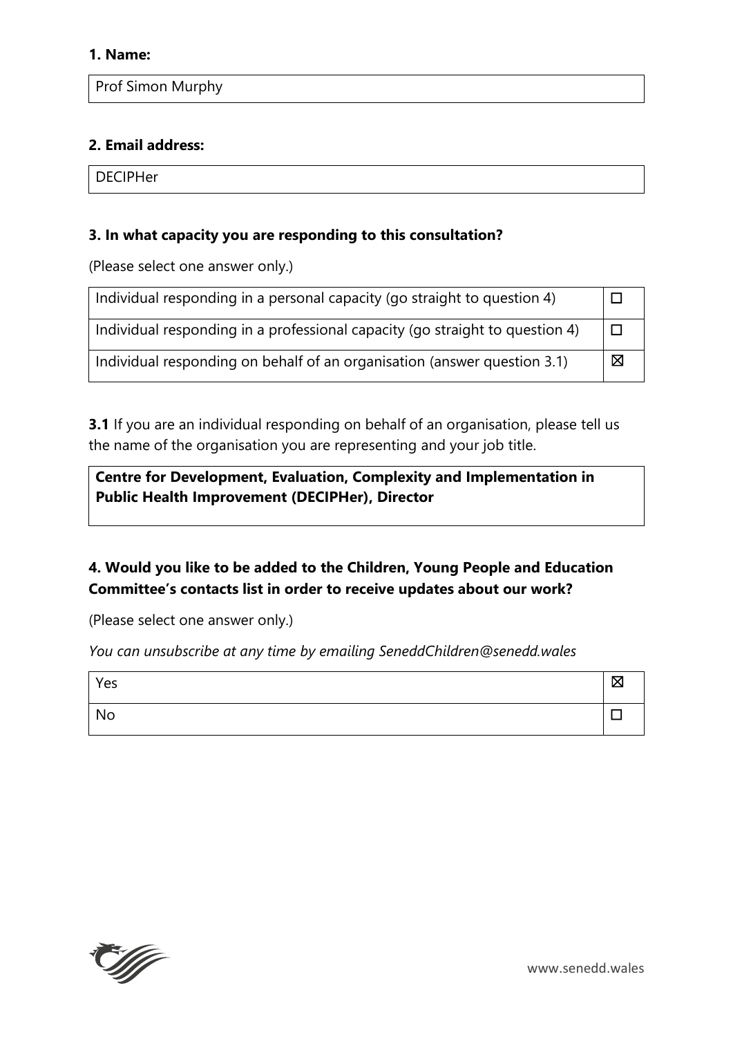**1. Name:**

Prof Simon Murphy

**2. Email address:**

DECIPHer

**3. In what capacity you are responding to this consultation?**

(Please select one answer only.)

| | |
|---|---|
| Individual responding in a personal capacity (go straight to question 4) | ☐ |
| Individual responding in a professional capacity (go straight to question 4) | ☐ |
| Individual responding on behalf of an organisation (answer question 3.1) | ☒ |

**3.1** If you are an individual responding on behalf of an organisation, please tell us the name of the organisation you are representing and your job title.

**Centre for Development, Evaluation, Complexity and Implementation in Public Health Improvement (DECIPHer), Director**

**4. Would you like to be added to the Children, Young People and Education Committee's contacts list in order to receive updates about our work?**

(Please select one answer only.)

*You can unsubscribe at any time by emailing SeneddChildren@senedd.wales*

| | |
|---|---|
| Yes | ☒ |
| No | ☐ |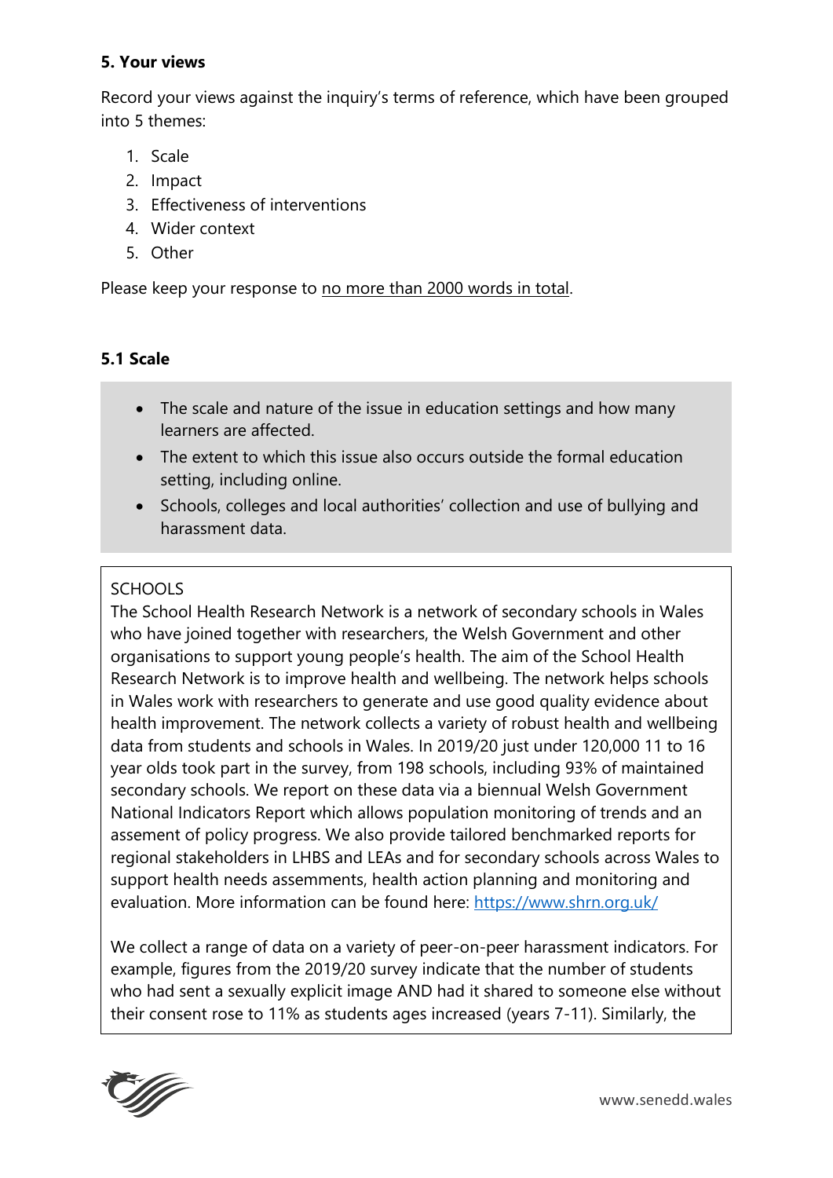**5. Your views**

Record your views against the inquiry's terms of reference, which have been grouped into 5 themes:

1. Scale
2. Impact
3. Effectiveness of interventions
4. Wider context
5. Other

Please keep your response to no more than 2000 words in total.

**5.1 Scale**

- The scale and nature of the issue in education settings and how many learners are affected.
- The extent to which this issue also occurs outside the formal education setting, including online.
- Schools, colleges and local authorities' collection and use of bullying and harassment data.

SCHOOLS
The School Health Research Network is a network of secondary schools in Wales who have joined together with researchers, the Welsh Government and other organisations to support young people's health. The aim of the School Health Research Network is to improve health and wellbeing. The network helps schools in Wales work with researchers to generate and use good quality evidence about health improvement. The network collects a variety of robust health and wellbeing data from students and schools in Wales. In 2019/20 just under 120,000 11 to 16 year olds took part in the survey, from 198 schools, including 93% of maintained secondary schools. We report on these data via a biennual Welsh Government National Indicators Report which allows population monitoring of trends and an assement of policy progress. We also provide tailored benchmarked reports for regional stakeholders in LHBS and LEAs and for secondary schools across Wales to support health needs assemments, health action planning and monitoring and evaluation. More information can be found here: https://www.shrn.org.uk/

We collect a range of data on a variety of peer-on-peer harassment indicators. For example, figures from the 2019/20 survey indicate that the number of students who had sent a sexually explicit image AND had it shared to someone else without their consent rose to 11% as students ages increased (years 7-11). Similarly, the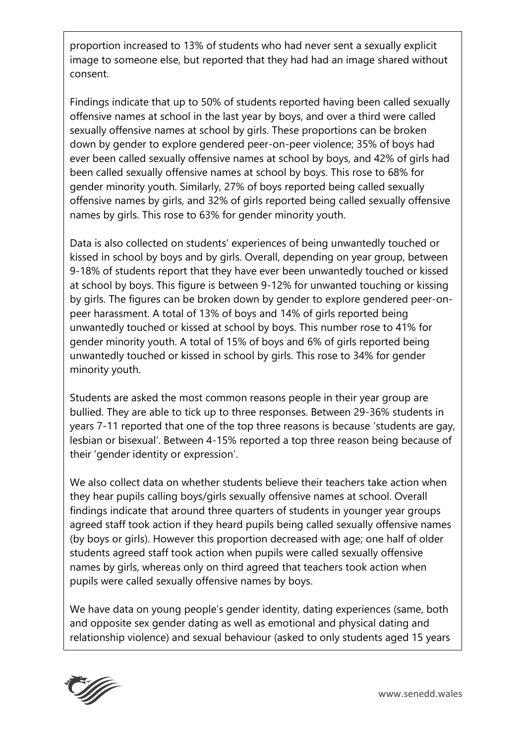proportion increased to 13% of students who had never sent a sexually explicit image to someone else, but reported that they had had an image shared without consent.

Findings indicate that up to 50% of students reported having been called sexually offensive names at school in the last year by boys, and over a third were called sexually offensive names at school by girls. These proportions can be broken down by gender to explore gendered peer-on-peer violence; 35% of boys had ever been called sexually offensive names at school by boys, and 42% of girls had been called sexually offensive names at school by boys. This rose to 68% for gender minority youth. Similarly, 27% of boys reported being called sexually offensive names by girls, and 32% of girls reported being called sexually offensive names by girls. This rose to 63% for gender minority youth.

Data is also collected on students' experiences of being unwantedly touched or kissed in school by boys and by girls. Overall, depending on year group, between 9-18% of students report that they have ever been unwantedly touched or kissed at school by boys. This figure is between 9-12% for unwanted touching or kissing by girls. The figures can be broken down by gender to explore gendered peer-on-peer harassment. A total of 13% of boys and 14% of girls reported being unwantedly touched or kissed at school by boys. This number rose to 41% for gender minority youth. A total of 15% of boys and 6% of girls reported being unwantedly touched or kissed in school by girls. This rose to 34% for gender minority youth.

Students are asked the most common reasons people in their year group are bullied. They are able to tick up to three responses. Between 29-36% students in years 7-11 reported that one of the top three reasons is because 'students are gay, lesbian or bisexual'. Between 4-15% reported a top three reason being because of their 'gender identity or expression'.

We also collect data on whether students believe their teachers take action when they hear pupils calling boys/girls sexually offensive names at school. Overall findings indicate that around three quarters of students in younger year groups agreed staff took action if they heard pupils being called sexually offensive names (by boys or girls). However this proportion decreased with age; one half of older students agreed staff took action when pupils were called sexually offensive names by girls, whereas only on third agreed that teachers took action when pupils were called sexually offensive names by boys.

We have data on young people's gender identity, dating experiences (same, both and opposite sex gender dating as well as emotional and physical dating and relationship violence) and sexual behaviour (asked to only students aged 15 years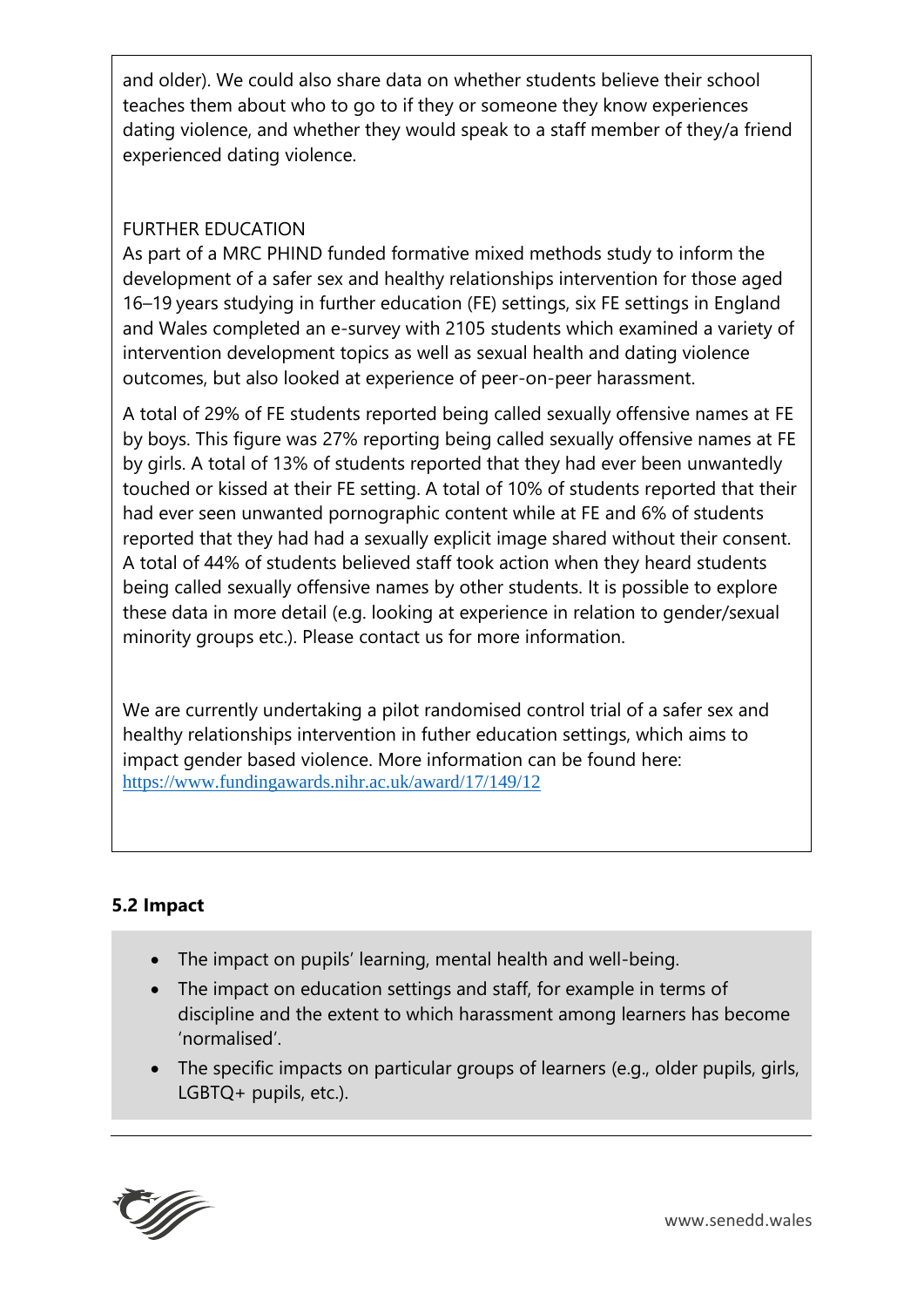and older). We could also share data on whether students believe their school teaches them about who to go to if they or someone they know experiences dating violence, and whether they would speak to a staff member of they/a friend experienced dating violence.

FURTHER EDUCATION

As part of a MRC PHIND funded formative mixed methods study to inform the development of a safer sex and healthy relationships intervention for those aged 16–19 years studying in further education (FE) settings, six FE settings in England and Wales completed an e-survey with 2105 students which examined a variety of intervention development topics as well as sexual health and dating violence outcomes, but also looked at experience of peer-on-peer harassment.

A total of 29% of FE students reported being called sexually offensive names at FE by boys. This figure was 27% reporting being called sexually offensive names at FE by girls. A total of 13% of students reported that they had ever been unwantedly touched or kissed at their FE setting. A total of 10% of students reported that their had ever seen unwanted pornographic content while at FE and 6% of students reported that they had had a sexually explicit image shared without their consent. A total of 44% of students believed staff took action when they heard students being called sexually offensive names by other students. It is possible to explore these data in more detail (e.g. looking at experience in relation to gender/sexual minority groups etc.). Please contact us for more information.

We are currently undertaking a pilot randomised control trial of a safer sex and healthy relationships intervention in futher education settings, which aims to impact gender based violence. More information can be found here: https://www.fundingawards.nihr.ac.uk/award/17/149/12

**5.2 Impact**

- The impact on pupils' learning, mental health and well-being.
- The impact on education settings and staff, for example in terms of discipline and the extent to which harassment among learners has become 'normalised'.
- The specific impacts on particular groups of learners (e.g., older pupils, girls, LGBTQ+ pupils, etc.).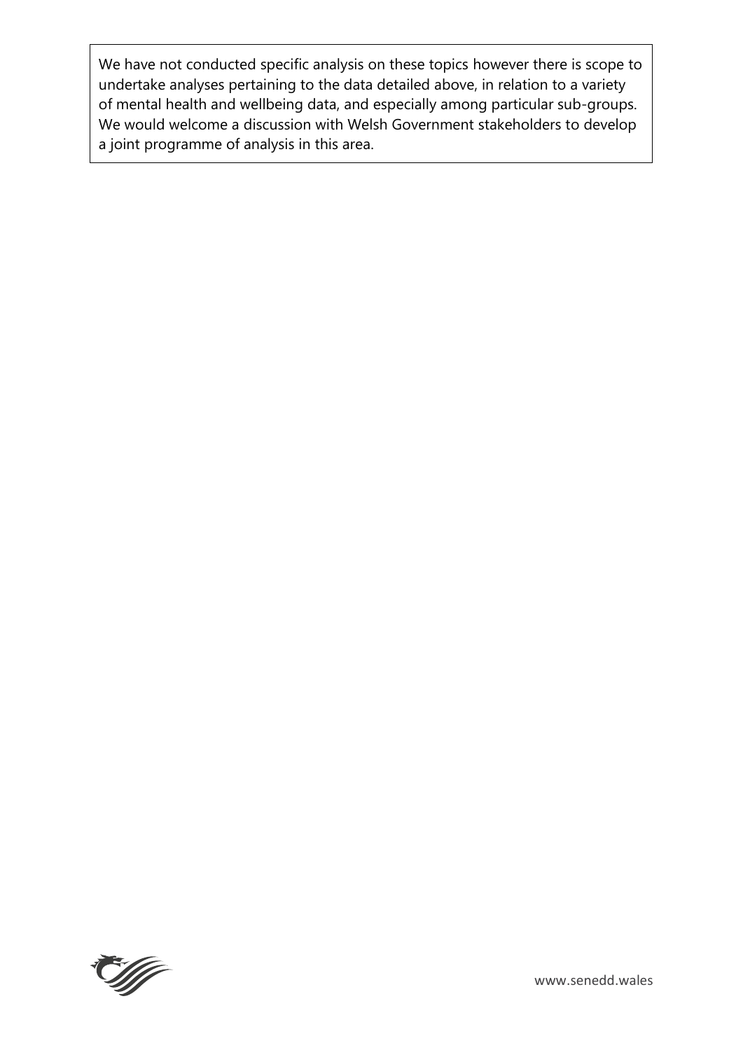We have not conducted specific analysis on these topics however there is scope to undertake analyses pertaining to the data detailed above, in relation to a variety of mental health and wellbeing data, and especially among particular sub-groups. We would welcome a discussion with Welsh Government stakeholders to develop a joint programme of analysis in this area.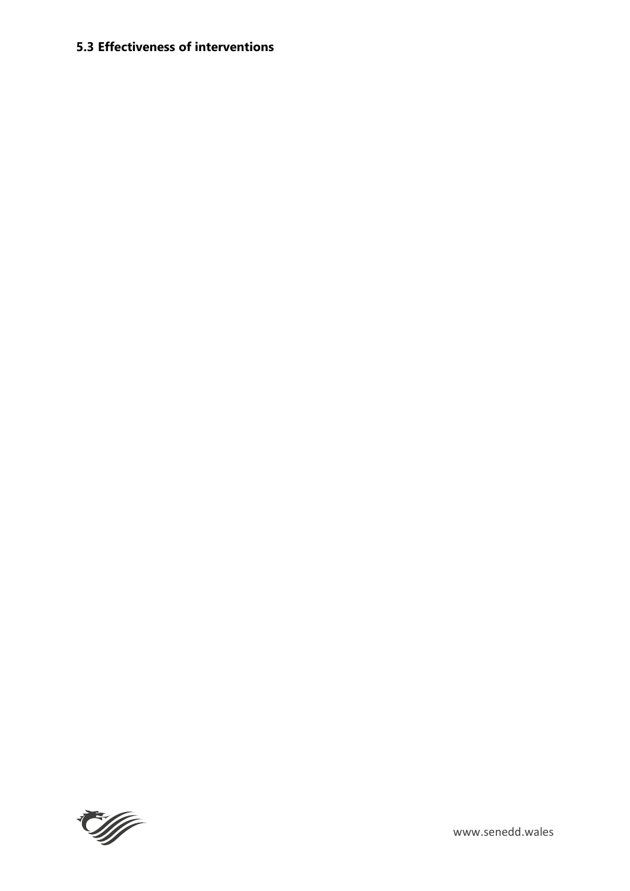### 5.3 Effectiveness of interventions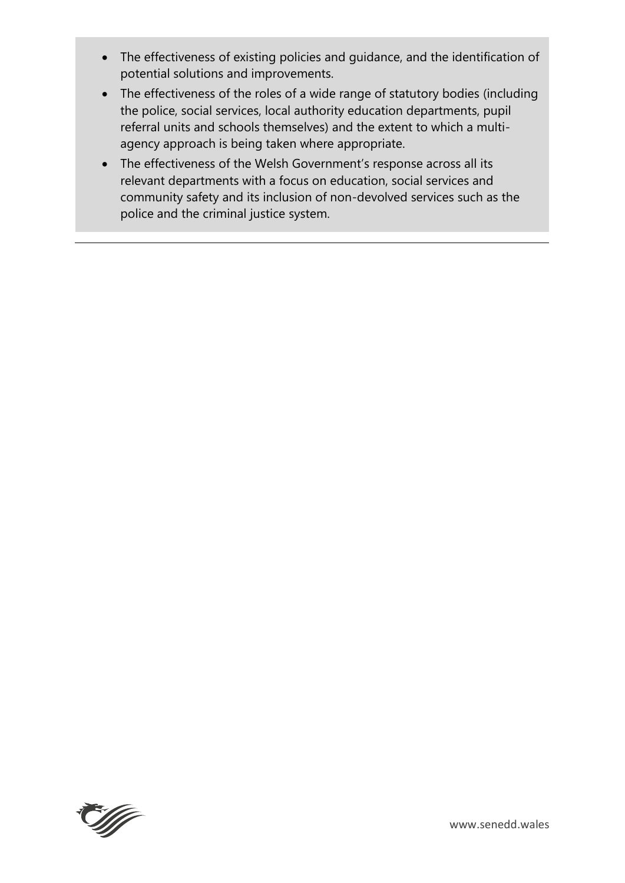- The effectiveness of existing policies and guidance, and the identification of potential solutions and improvements.
- The effectiveness of the roles of a wide range of statutory bodies (including the police, social services, local authority education departments, pupil referral units and schools themselves) and the extent to which a multi-agency approach is being taken where appropriate.
- The effectiveness of the Welsh Government's response across all its relevant departments with a focus on education, social services and community safety and its inclusion of non-devolved services such as the police and the criminal justice system.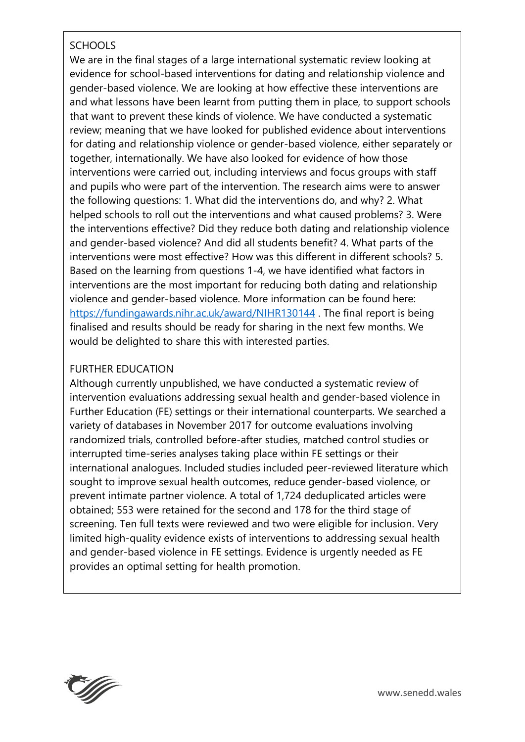SCHOOLS

We are in the final stages of a large international systematic review looking at evidence for school-based interventions for dating and relationship violence and gender-based violence. We are looking at how effective these interventions are and what lessons have been learnt from putting them in place, to support schools that want to prevent these kinds of violence. We have conducted a systematic review; meaning that we have looked for published evidence about interventions for dating and relationship violence or gender-based violence, either separately or together, internationally. We have also looked for evidence of how those interventions were carried out, including interviews and focus groups with staff and pupils who were part of the intervention. The research aims were to answer the following questions: 1. What did the interventions do, and why? 2. What helped schools to roll out the interventions and what caused problems? 3. Were the interventions effective? Did they reduce both dating and relationship violence and gender-based violence? And did all students benefit? 4. What parts of the interventions were most effective? How was this different in different schools? 5. Based on the learning from questions 1-4, we have identified what factors in interventions are the most important for reducing both dating and relationship violence and gender-based violence. More information can be found here: https://fundingawards.nihr.ac.uk/award/NIHR130144 . The final report is being finalised and results should be ready for sharing in the next few months. We would be delighted to share this with interested parties.

FURTHER EDUCATION

Although currently unpublished, we have conducted a systematic review of intervention evaluations addressing sexual health and gender-based violence in Further Education (FE) settings or their international counterparts. We searched a variety of databases in November 2017 for outcome evaluations involving randomized trials, controlled before-after studies, matched control studies or interrupted time-series analyses taking place within FE settings or their international analogues. Included studies included peer-reviewed literature which sought to improve sexual health outcomes, reduce gender-based violence, or prevent intimate partner violence. A total of 1,724 deduplicated articles were obtained; 553 were retained for the second and 178 for the third stage of screening. Ten full texts were reviewed and two were eligible for inclusion. Very limited high-quality evidence exists of interventions to addressing sexual health and gender-based violence in FE settings. Evidence is urgently needed as FE provides an optimal setting for health promotion.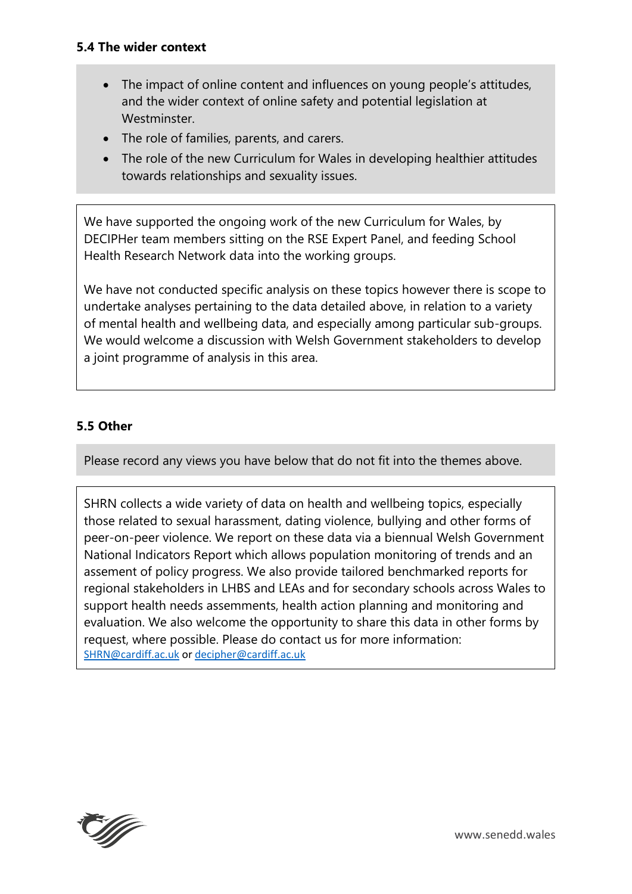**5.4 The wider context**

- The impact of online content and influences on young people's attitudes, and the wider context of online safety and potential legislation at Westminster.
- The role of families, parents, and carers.
- The role of the new Curriculum for Wales in developing healthier attitudes towards relationships and sexuality issues.

We have supported the ongoing work of the new Curriculum for Wales, by DECIPHer team members sitting on the RSE Expert Panel, and feeding School Health Research Network data into the working groups.

We have not conducted specific analysis on these topics however there is scope to undertake analyses pertaining to the data detailed above, in relation to a variety of mental health and wellbeing data, and especially among particular sub-groups. We would welcome a discussion with Welsh Government stakeholders to develop a joint programme of analysis in this area.

**5.5 Other**

Please record any views you have below that do not fit into the themes above.

SHRN collects a wide variety of data on health and wellbeing topics, especially those related to sexual harassment, dating violence, bullying and other forms of peer-on-peer violence. We report on these data via a biennual Welsh Government National Indicators Report which allows population monitoring of trends and an assement of policy progress. We also provide tailored benchmarked reports for regional stakeholders in LHBS and LEAs and for secondary schools across Wales to support health needs assements, health action planning and monitoring and evaluation. We also welcome the opportunity to share this data in other forms by request, where possible. Please do contact us for more information: SHRN@cardiff.ac.uk or decipher@cardiff.ac.uk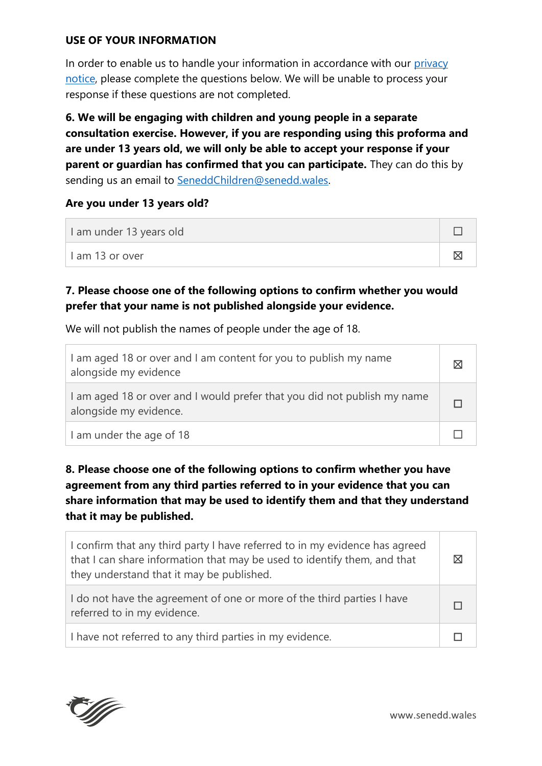**USE OF YOUR INFORMATION**

In order to enable us to handle your information in accordance with our privacy notice, please complete the questions below. We will be unable to process your response if these questions are not completed.

**6. We will be engaging with children and young people in a separate consultation exercise. However, if you are responding using this proforma and are under 13 years old, we will only be able to accept your response if your parent or guardian has confirmed that you can participate.** They can do this by sending us an email to SeneddChildren@senedd.wales.

**Are you under 13 years old?**

| | |
|---|---|
| I am under 13 years old | ☐ |
| I am 13 or over | ☒ |

**7. Please choose one of the following options to confirm whether you would prefer that your name is not published alongside your evidence.**

We will not publish the names of people under the age of 18.

| | |
|---|---|
| I am aged 18 or over and I am content for you to publish my name alongside my evidence | ☒ |
| I am aged 18 or over and I would prefer that you did not publish my name alongside my evidence. | ☐ |
| I am under the age of 18 | ☐ |

**8. Please choose one of the following options to confirm whether you have agreement from any third parties referred to in your evidence that you can share information that may be used to identify them and that they understand that it may be published.**

| | |
|---|---|
| I confirm that any third party I have referred to in my evidence has agreed that I can share information that may be used to identify them, and that they understand that it may be published. | ☒ |
| I do not have the agreement of one or more of the third parties I have referred to in my evidence. | ☐ |
| I have not referred to any third parties in my evidence. | ☐ |

www.senedd.wales